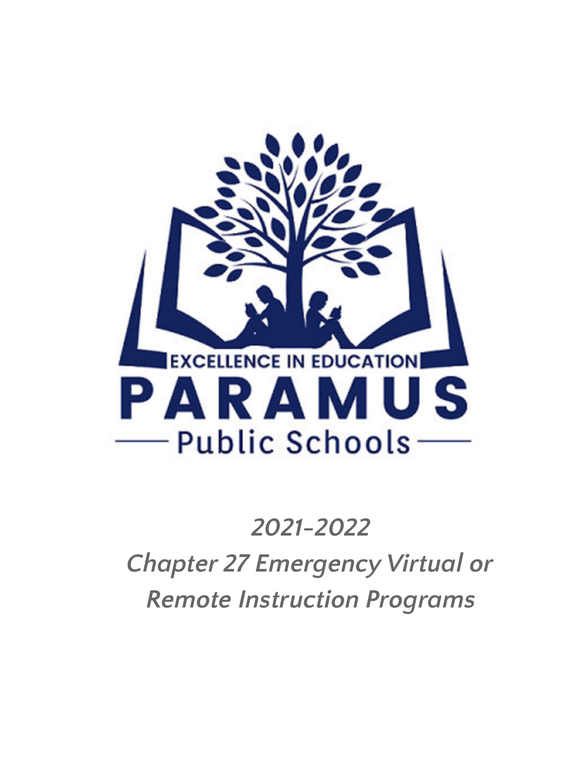EXCELLENCE IN EDUCATION

PARAMUS

Public Schools

*2021-2022*

*Chapter 27 Emergency Virtual or Remote Instruction Programs*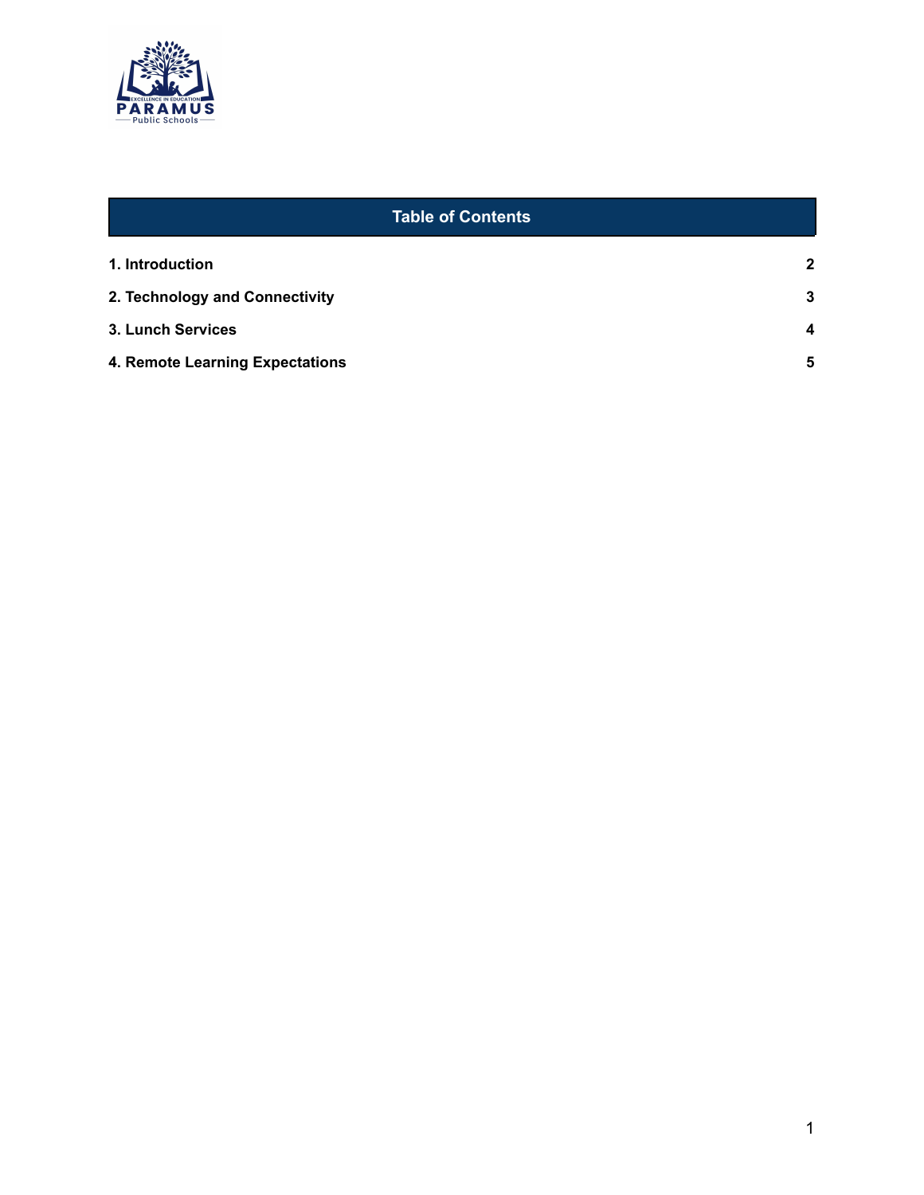## Table of Contents

| | |
|---|---|
| **1. Introduction** | **2** |
| **2. Technology and Connectivity** | **3** |
| **3. Lunch Services** | **4** |
| **4. Remote Learning Expectations** | **5** |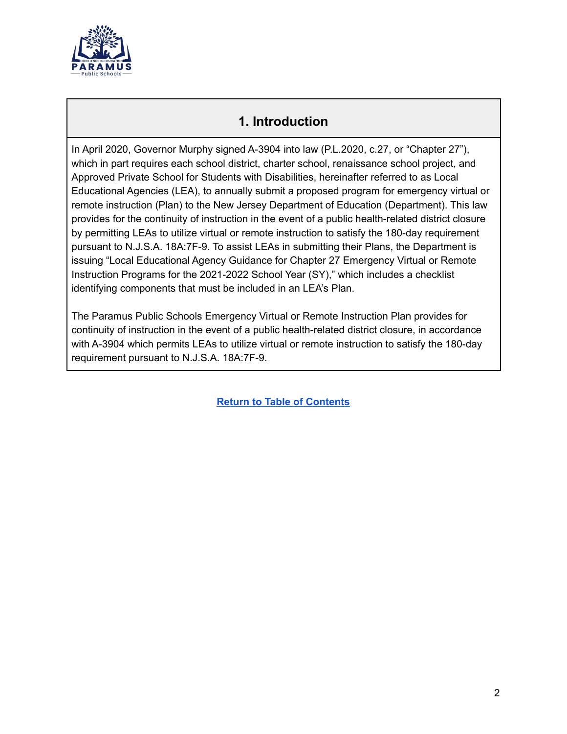## 1. Introduction

In April 2020, Governor Murphy signed A-3904 into law (P.L.2020, c.27, or "Chapter 27"), which in part requires each school district, charter school, renaissance school project, and Approved Private School for Students with Disabilities, hereinafter referred to as Local Educational Agencies (LEA), to annually submit a proposed program for emergency virtual or remote instruction (Plan) to the New Jersey Department of Education (Department). This law provides for the continuity of instruction in the event of a public health-related district closure by permitting LEAs to utilize virtual or remote instruction to satisfy the 180-day requirement pursuant to N.J.S.A. 18A:7F-9. To assist LEAs in submitting their Plans, the Department is issuing "Local Educational Agency Guidance for Chapter 27 Emergency Virtual or Remote Instruction Programs for the 2021-2022 School Year (SY)," which includes a checklist identifying components that must be included in an LEA's Plan.

The Paramus Public Schools Emergency Virtual or Remote Instruction Plan provides for continuity of instruction in the event of a public health-related district closure, in accordance with A-3904 which permits LEAs to utilize virtual or remote instruction to satisfy the 180-day requirement pursuant to N.J.S.A. 18A:7F-9.

**Return to Table of Contents**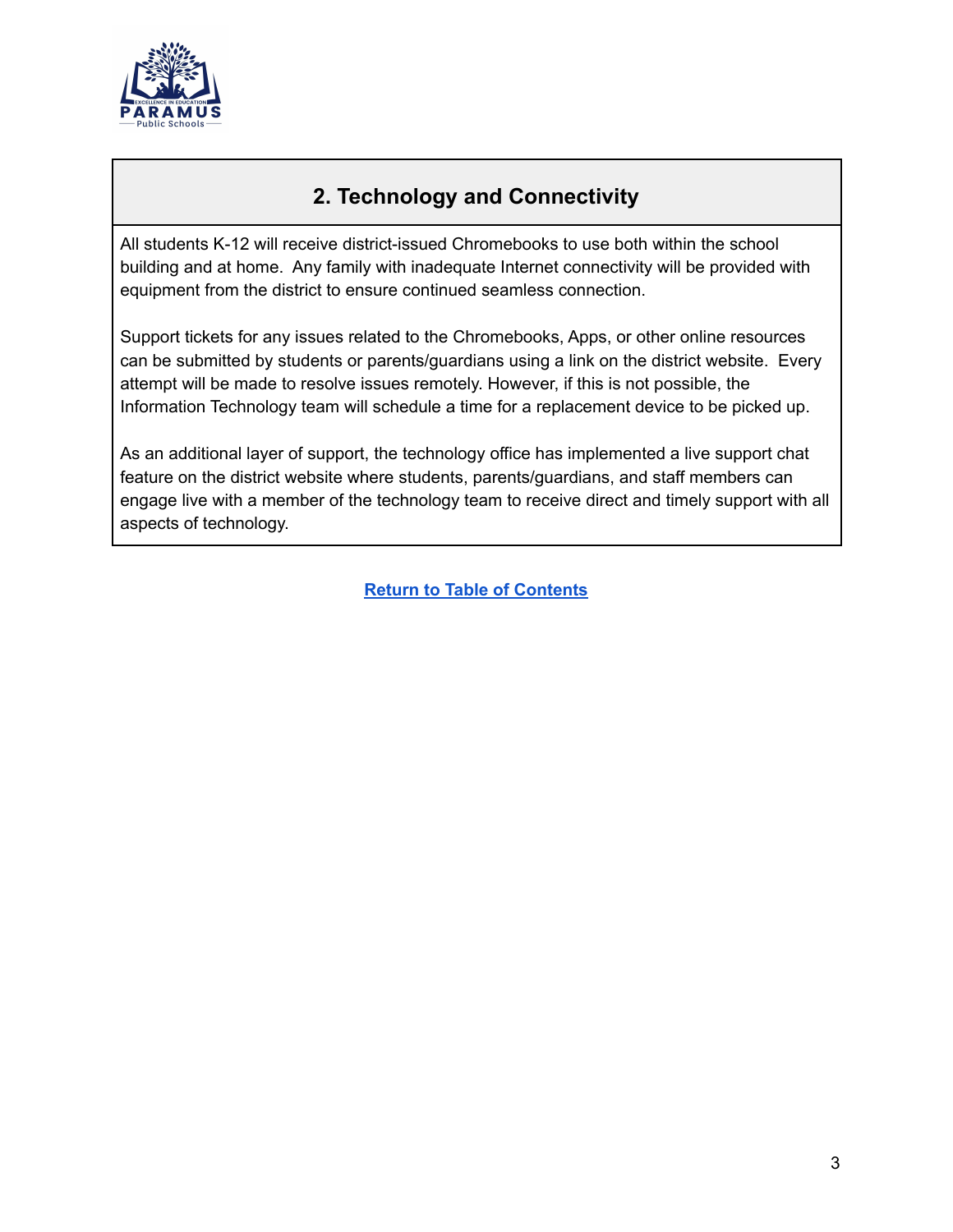## 2. Technology and Connectivity

All students K-12 will receive district-issued Chromebooks to use both within the school building and at home. Any family with inadequate Internet connectivity will be provided with equipment from the district to ensure continued seamless connection.

Support tickets for any issues related to the Chromebooks, Apps, or other online resources can be submitted by students or parents/guardians using a link on the district website. Every attempt will be made to resolve issues remotely. However, if this is not possible, the Information Technology team will schedule a time for a replacement device to be picked up.

As an additional layer of support, the technology office has implemented a live support chat feature on the district website where students, parents/guardians, and staff members can engage live with a member of the technology team to receive direct and timely support with all aspects of technology.

**Return to Table of Contents**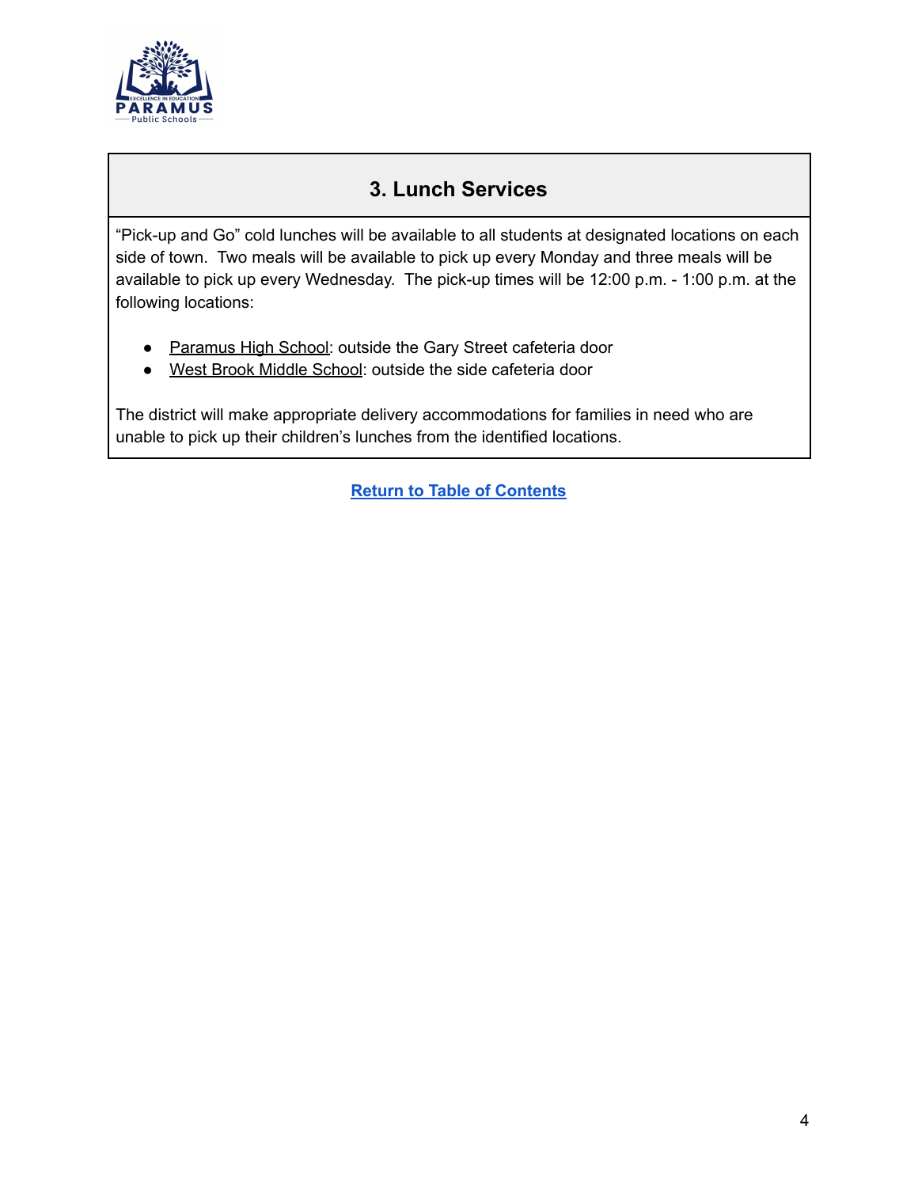## 3. Lunch Services

“Pick-up and Go” cold lunches will be available to all students at designated locations on each side of town. Two meals will be available to pick up every Monday and three meals will be available to pick up every Wednesday. The pick-up times will be 12:00 p.m. - 1:00 p.m. at the following locations:

- Paramus High School: outside the Gary Street cafeteria door
- West Brook Middle School: outside the side cafeteria door

The district will make appropriate delivery accommodations for families in need who are unable to pick up their children’s lunches from the identified locations.

**Return to Table of Contents**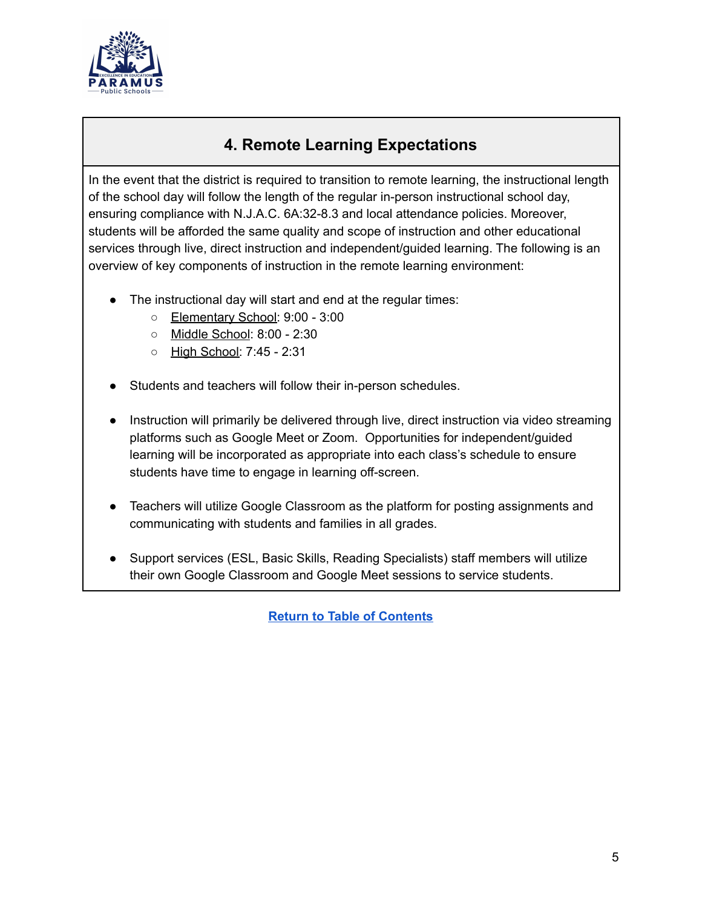## 4. Remote Learning Expectations

In the event that the district is required to transition to remote learning, the instructional length of the school day will follow the length of the regular in-person instructional school day, ensuring compliance with N.J.A.C. 6A:32-8.3 and local attendance policies. Moreover, students will be afforded the same quality and scope of instruction and other educational services through live, direct instruction and independent/guided learning. The following is an overview of key components of instruction in the remote learning environment:

- The instructional day will start and end at the regular times:
  - Elementary School: 9:00 - 3:00
  - Middle School: 8:00 - 2:30
  - High School: 7:45 - 2:31

- Students and teachers will follow their in-person schedules.

- Instruction will primarily be delivered through live, direct instruction via video streaming platforms such as Google Meet or Zoom. Opportunities for independent/guided learning will be incorporated as appropriate into each class's schedule to ensure students have time to engage in learning off-screen.

- Teachers will utilize Google Classroom as the platform for posting assignments and communicating with students and families in all grades.

- Support services (ESL, Basic Skills, Reading Specialists) staff members will utilize their own Google Classroom and Google Meet sessions to service students.

**Return to Table of Contents**